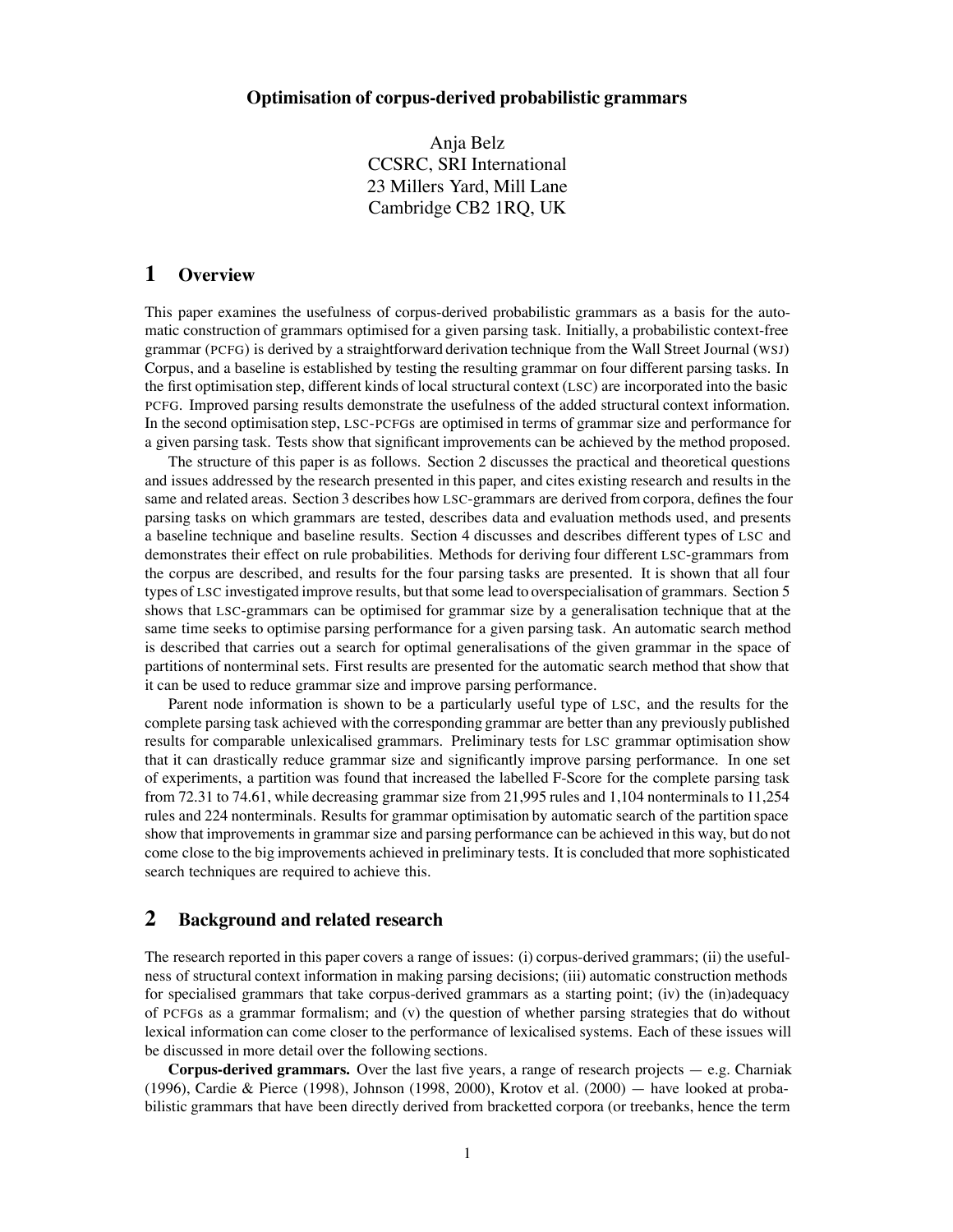# Optimisation of corpus-derived probabilistic grammars

Anja Belz
CCSRC, SRI International
23 Millers Yard, Mill Lane
Cambridge CB2 1RQ, UK

## 1 Overview

This paper examines the usefulness of corpus-derived probabilistic grammars as a basis for the automatic construction of grammars optimised for a given parsing task. Initially, a probabilistic context-free grammar (PCFG) is derived by a straightforward derivation technique from the Wall Street Journal (WSJ) Corpus, and a baseline is established by testing the resulting grammar on four different parsing tasks. In the first optimisation step, different kinds of local structural context (LSC) are incorporated into the basic PCFG. Improved parsing results demonstrate the usefulness of the added structural context information. In the second optimisation step, LSC-PCFGs are optimised in terms of grammar size and performance for a given parsing task. Tests show that significant improvements can be achieved by the method proposed.

The structure of this paper is as follows. Section 2 discusses the practical and theoretical questions and issues addressed by the research presented in this paper, and cites existing research and results in the same and related areas. Section 3 describes how LSC-grammars are derived from corpora, defines the four parsing tasks on which grammars are tested, describes data and evaluation methods used, and presents a baseline technique and baseline results. Section 4 discusses and describes different types of LSC and demonstrates their effect on rule probabilities. Methods for deriving four different LSC-grammars from the corpus are described, and results for the four parsing tasks are presented. It is shown that all four types of LSC investigated improve results, but that some lead to overspecialisation of grammars. Section 5 shows that LSC-grammars can be optimised for grammar size by a generalisation technique that at the same time seeks to optimise parsing performance for a given parsing task. An automatic search method is described that carries out a search for optimal generalisations of the given grammar in the space of partitions of nonterminal sets. First results are presented for the automatic search method that show that it can be used to reduce grammar size and improve parsing performance.

Parent node information is shown to be a particularly useful type of LSC, and the results for the complete parsing task achieved with the corresponding grammar are better than any previously published results for comparable unlexicalised grammars. Preliminary tests for LSC grammar optimisation show that it can drastically reduce grammar size and significantly improve parsing performance. In one set of experiments, a partition was found that increased the labelled F-Score for the complete parsing task from 72.31 to 74.61, while decreasing grammar size from 21,995 rules and 1,104 nonterminals to 11,254 rules and 224 nonterminals. Results for grammar optimisation by automatic search of the partition space show that improvements in grammar size and parsing performance can be achieved in this way, but do not come close to the big improvements achieved in preliminary tests. It is concluded that more sophisticated search techniques are required to achieve this.

## 2 Background and related research

The research reported in this paper covers a range of issues: (i) corpus-derived grammars; (ii) the usefulness of structural context information in making parsing decisions; (iii) automatic construction methods for specialised grammars that take corpus-derived grammars as a starting point; (iv) the (in)adequacy of PCFGs as a grammar formalism; and (v) the question of whether parsing strategies that do without lexical information can come closer to the performance of lexicalised systems. Each of these issues will be discussed in more detail over the following sections.

**Corpus-derived grammars.** Over the last five years, a range of research projects — e.g. Charniak (1996), Cardie & Pierce (1998), Johnson (1998, 2000), Krotov et al. (2000) — have looked at probabilistic grammars that have been directly derived from bracketted corpora (or treebanks, hence the term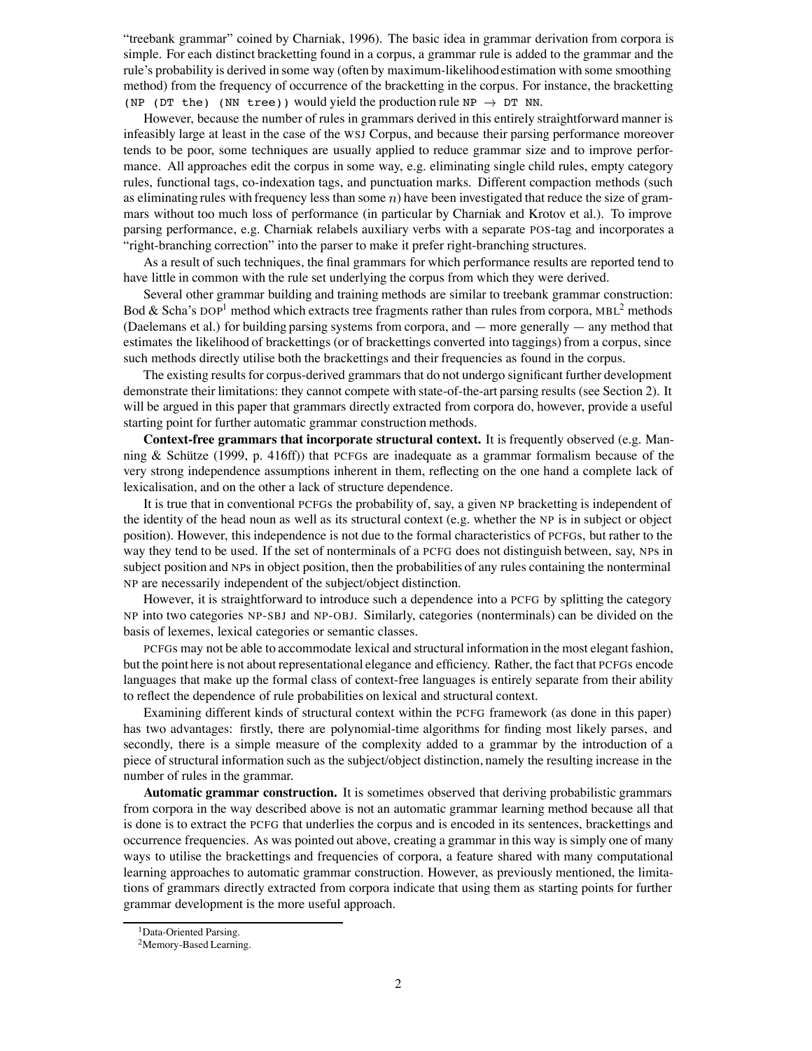"treebank grammar" coined by Charniak, 1996). The basic idea in grammar derivation from corpora is simple. For each distinct bracketting found in a corpus, a grammar rule is added to the grammar and the rule's probability is derived in some way (often by maximum-likelihood estimation with some smoothing method) from the frequency of occurrence of the bracketting in the corpus. For instance, the bracketting `(NP (DT the) (NN tree))` would yield the production rule `NP` $\rightarrow$ `DT NN`.

However, because the number of rules in grammars derived in this entirely straightforward manner is infeasibly large at least in the case of the WSJ Corpus, and because their parsing performance moreover tends to be poor, some techniques are usually applied to reduce grammar size and to improve performance. All approaches edit the corpus in some way, e.g. eliminating single child rules, empty category rules, functional tags, co-indexation tags, and punctuation marks. Different compaction methods (such as eliminating rules with frequency less than some $n$) have been investigated that reduce the size of grammars without too much loss of performance (in particular by Charniak and Krotov et al.). To improve parsing performance, e.g. Charniak relabels auxiliary verbs with a separate POS-tag and incorporates a "right-branching correction" into the parser to make it prefer right-branching structures.

As a result of such techniques, the final grammars for which performance results are reported tend to have little in common with the rule set underlying the corpus from which they were derived.

Several other grammar building and training methods are similar to treebank grammar construction: Bod & Scha's DOP[1] method which extracts tree fragments rather than rules from corpora, MBL[2] methods (Daelemans et al.) for building parsing systems from corpora, and — more generally — any method that estimates the likelihood of brackettings (or of brackettings converted into taggings) from a corpus, since such methods directly utilise both the brackettings and their frequencies as found in the corpus.

The existing results for corpus-derived grammars that do not undergo significant further development demonstrate their limitations: they cannot compete with state-of-the-art parsing results (see Section 2). It will be argued in this paper that grammars directly extracted from corpora do, however, provide a useful starting point for further automatic grammar construction methods.

**Context-free grammars that incorporate structural context.** It is frequently observed (e.g. Manning & Schütze (1999, p. 416ff)) that PCFGs are inadequate as a grammar formalism because of the very strong independence assumptions inherent in them, reflecting on the one hand a complete lack of lexicalisation, and on the other a lack of structure dependence.

It is true that in conventional PCFGs the probability of, say, a given NP bracketting is independent of the identity of the head noun as well as its structural context (e.g. whether the NP is in subject or object position). However, this independence is not due to the formal characteristics of PCFGs, but rather to the way they tend to be used. If the set of nonterminals of a PCFG does not distinguish between, say, NPs in subject position and NPs in object position, then the probabilities of any rules containing the nonterminal NP are necessarily independent of the subject/object distinction.

However, it is straightforward to introduce such a dependence into a PCFG by splitting the category NP into two categories NP-SBJ and NP-OBJ. Similarly, categories (nonterminals) can be divided on the basis of lexemes, lexical categories or semantic classes.

PCFGs may not be able to accommodate lexical and structural information in the most elegant fashion, but the point here is not about representational elegance and efficiency. Rather, the fact that PCFGs encode languages that make up the formal class of context-free languages is entirely separate from their ability to reflect the dependence of rule probabilities on lexical and structural context.

Examining different kinds of structural context within the PCFG framework (as done in this paper) has two advantages: firstly, there are polynomial-time algorithms for finding most likely parses, and secondly, there is a simple measure of the complexity added to a grammar by the introduction of a piece of structural information such as the subject/object distinction, namely the resulting increase in the number of rules in the grammar.

**Automatic grammar construction.** It is sometimes observed that deriving probabilistic grammars from corpora in the way described above is not an automatic grammar learning method because all that is done is to extract the PCFG that underlies the corpus and is encoded in its sentences, brackettings and occurrence frequencies. As was pointed out above, creating a grammar in this way is simply one of many ways to utilise the brackettings and frequencies of corpora, a feature shared with many computational learning approaches to automatic grammar construction. However, as previously mentioned, the limitations of grammars directly extracted from corpora indicate that using them as starting points for further grammar development is the more useful approach.

[1] Data-Oriented Parsing.

[2] Memory-Based Learning.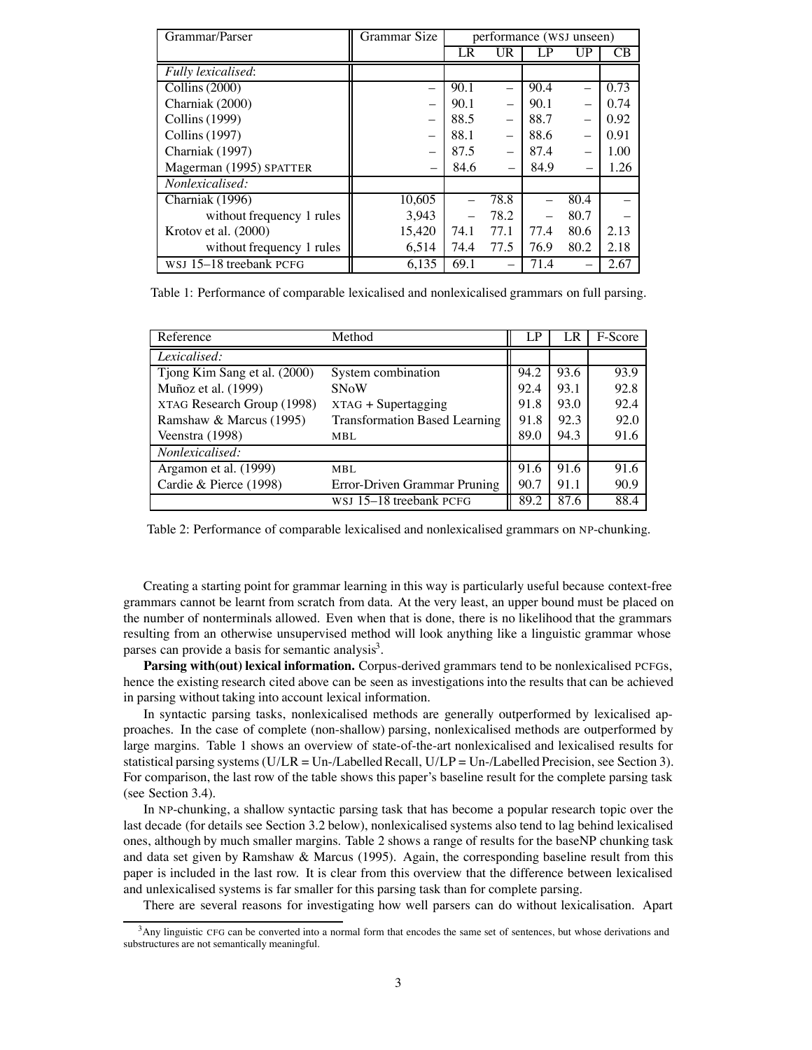| Grammar/Parser | Grammar Size | performance (WSJ unseen) | | | | |
|---|---|---|---|---|---|---|
| | | LR | UR | LP | UP | CB |
| *Fully lexicalised*: | | | | | | |
| Collins (2000) | – | 90.1 | – | 90.4 | – | 0.73 |
| Charniak (2000) | – | 90.1 | – | 90.1 | – | 0.74 |
| Collins (1999) | – | 88.5 | – | 88.7 | – | 0.92 |
| Collins (1997) | – | 88.1 | – | 88.6 | – | 0.91 |
| Charniak (1997) | – | 87.5 | – | 87.4 | – | 1.00 |
| Magerman (1995) SPATTER | – | 84.6 | – | 84.9 | – | 1.26 |
| *Nonlexicalised:* | | | | | | |
| Charniak (1996) | 10,605 | – | 78.8 | – | 80.4 | – |
| without frequency 1 rules | 3,943 | – | 78.2 | – | 80.7 | – |
| Krotov et al. (2000) | 15,420 | 74.1 | 77.1 | 77.4 | 80.6 | 2.13 |
| without frequency 1 rules | 6,514 | 74.4 | 77.5 | 76.9 | 80.2 | 2.18 |
| WSJ 15–18 treebank PCFG | 6,135 | 69.1 | – | 71.4 | – | 2.67 |

Table 1: Performance of comparable lexicalised and nonlexicalised grammars on full parsing.

| Reference | Method | LP | LR | F-Score |
|---|---|---|---|---|
| *Lexicalised:* | | | | |
| Tjong Kim Sang et al. (2000) | System combination | 94.2 | 93.6 | 93.9 |
| Muñoz et al. (1999) | SNoW | 92.4 | 93.1 | 92.8 |
| XTAG Research Group (1998) | XTAG + Supertagging | 91.8 | 93.0 | 92.4 |
| Ramshaw & Marcus (1995) | Transformation Based Learning | 91.8 | 92.3 | 92.0 |
| Veenstra (1998) | MBL | 89.0 | 94.3 | 91.6 |
| *Nonlexicalised:* | | | | |
| Argamon et al. (1999) | MBL | 91.6 | 91.6 | 91.6 |
| Cardie & Pierce (1998) | Error-Driven Grammar Pruning | 90.7 | 91.1 | 90.9 |
| | WSJ 15–18 treebank PCFG | 89.2 | 87.6 | 88.4 |

Table 2: Performance of comparable lexicalised and nonlexicalised grammars on NP-chunking.

Creating a starting point for grammar learning in this way is particularly useful because context-free grammars cannot be learnt from scratch from data. At the very least, an upper bound must be placed on the number of nonterminals allowed. Even when that is done, there is no likelihood that the grammars resulting from an otherwise unsupervised method will look anything like a linguistic grammar whose parses can provide a basis for semantic analysis[3].

**Parsing with(out) lexical information.** Corpus-derived grammars tend to be nonlexicalised PCFGs, hence the existing research cited above can be seen as investigations into the results that can be achieved in parsing without taking into account lexical information.

In syntactic parsing tasks, nonlexicalised methods are generally outperformed by lexicalised approaches. In the case of complete (non-shallow) parsing, nonlexicalised methods are outperformed by large margins. Table 1 shows an overview of state-of-the-art nonlexicalised and lexicalised results for statistical parsing systems (U/LR = Un-/Labelled Recall, U/LP = Un-/Labelled Precision, see Section 3). For comparison, the last row of the table shows this paper's baseline result for the complete parsing task (see Section 3.4).

In NP-chunking, a shallow syntactic parsing task that has become a popular research topic over the last decade (for details see Section 3.2 below), nonlexicalised systems also tend to lag behind lexicalised ones, although by much smaller margins. Table 2 shows a range of results for the baseNP chunking task and data set given by Ramshaw & Marcus (1995). Again, the corresponding baseline result from this paper is included in the last row. It is clear from this overview that the difference between lexicalised and unlexicalised systems is far smaller for this parsing task than for complete parsing.

There are several reasons for investigating how well parsers can do without lexicalisation. Apart

[3]Any linguistic CFG can be converted into a normal form that encodes the same set of sentences, but whose derivations and substructures are not semantically meaningful.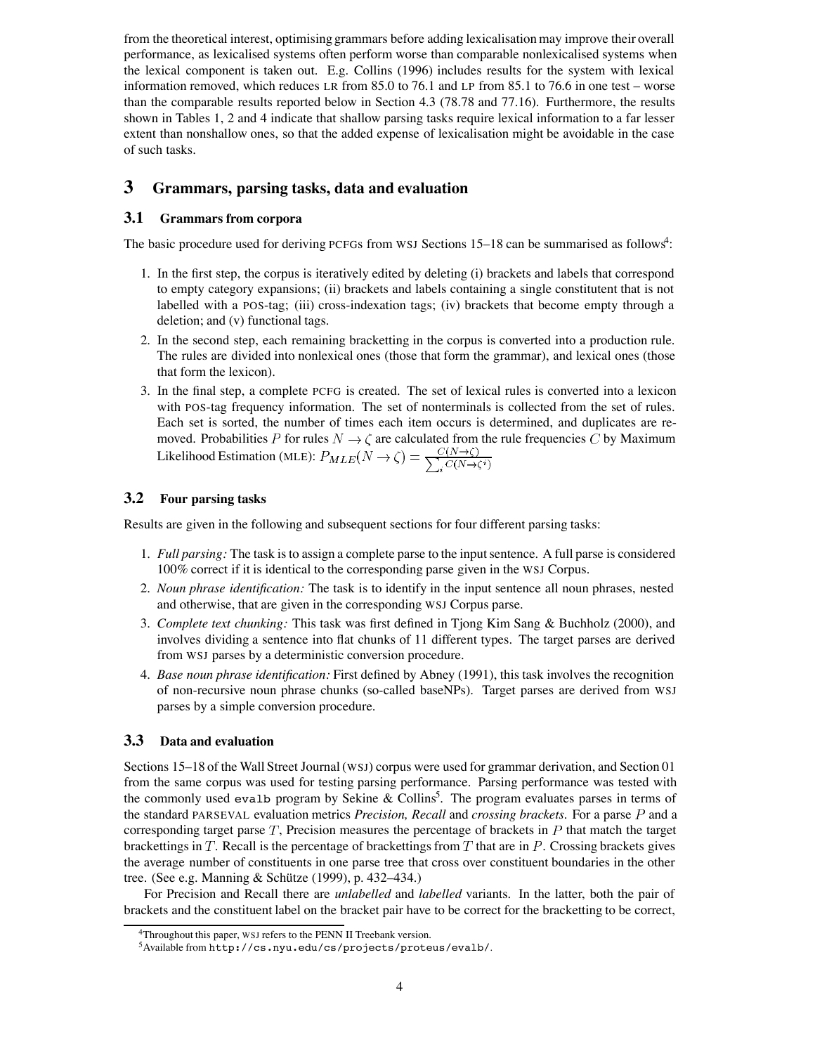from the theoretical interest, optimising grammars before adding lexicalisation may improve their overall performance, as lexicalised systems often perform worse than comparable nonlexicalised systems when the lexical component is taken out. E.g. Collins (1996) includes results for the system with lexical information removed, which reduces LR from 85.0 to 76.1 and LP from 85.1 to 76.6 in one test – worse than the comparable results reported below in Section 4.3 (78.78 and 77.16). Furthermore, the results shown in Tables 1, 2 and 4 indicate that shallow parsing tasks require lexical information to a far lesser extent than nonshallow ones, so that the added expense of lexicalisation might be avoidable in the case of such tasks.

# 3 Grammars, parsing tasks, data and evaluation

## 3.1 Grammars from corpora

The basic procedure used for deriving PCFGs from WSJ Sections 15–18 can be summarised as follows[4]:

1. In the first step, the corpus is iteratively edited by deleting (i) brackets and labels that correspond to empty category expansions; (ii) brackets and labels containing a single constitutent that is not labelled with a POS-tag; (iii) cross-indexation tags; (iv) brackets that become empty through a deletion; and (v) functional tags.
2. In the second step, each remaining bracketting in the corpus is converted into a production rule. The rules are divided into nonlexical ones (those that form the grammar), and lexical ones (those that form the lexicon).
3. In the final step, a complete PCFG is created. The set of lexical rules is converted into a lexicon with POS-tag frequency information. The set of nonterminals is collected from the set of rules. Each set is sorted, the number of times each item occurs is determined, and duplicates are removed. Probabilities $P$ for rules $N \rightarrow \zeta$ are calculated from the rule frequencies $C$ by Maximum Likelihood Estimation (MLE): $P_{MLE}(N \rightarrow \zeta) = \frac{C(N \rightarrow \zeta)}{\sum_i C(N \rightarrow \zeta^i)}$

## 3.2 Four parsing tasks

Results are given in the following and subsequent sections for four different parsing tasks:

1. *Full parsing:* The task is to assign a complete parse to the input sentence. A full parse is considered 100% correct if it is identical to the corresponding parse given in the WSJ Corpus.
2. *Noun phrase identification:* The task is to identify in the input sentence all noun phrases, nested and otherwise, that are given in the corresponding WSJ Corpus parse.
3. *Complete text chunking:* This task was first defined in Tjong Kim Sang & Buchholz (2000), and involves dividing a sentence into flat chunks of 11 different types. The target parses are derived from WSJ parses by a deterministic conversion procedure.
4. *Base noun phrase identification:* First defined by Abney (1991), this task involves the recognition of non-recursive noun phrase chunks (so-called baseNPs). Target parses are derived from WSJ parses by a simple conversion procedure.

## 3.3 Data and evaluation

Sections 15–18 of the Wall Street Journal (WSJ) corpus were used for grammar derivation, and Section 01 from the same corpus was used for testing parsing performance. Parsing performance was tested with the commonly used `evalb` program by Sekine & Collins[5]. The program evaluates parses in terms of the standard PARSEVAL evaluation metrics *Precision, Recall* and *crossing brackets*. For a parse $P$ and a corresponding target parse $T$, Precision measures the percentage of brackets in $P$ that match the target brackettings in $T$. Recall is the percentage of brackettings from $T$ that are in $P$. Crossing brackets gives the average number of constituents in one parse tree that cross over constituent boundaries in the other tree. (See e.g. Manning & Schütze (1999), p. 432–434.)

For Precision and Recall there are *unlabelled* and *labelled* variants. In the latter, both the pair of brackets and the constituent label on the bracket pair have to be correct for the bracketting to be correct,

[4] Throughout this paper, WSJ refers to the PENN II Treebank version.

[5] Available from `http://cs.nyu.edu/cs/projects/proteus/evalb/`.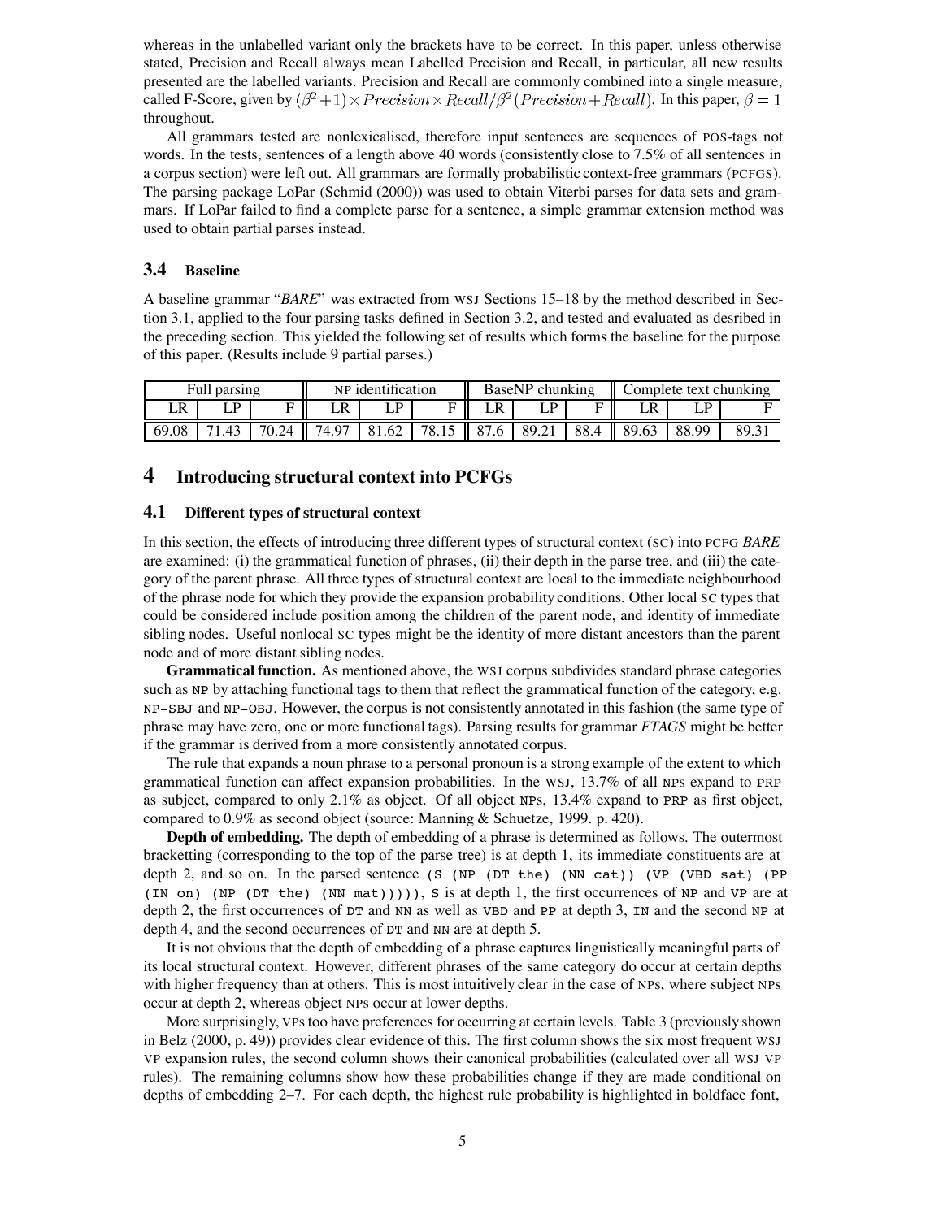whereas in the unlabelled variant only the brackets have to be correct. In this paper, unless otherwise stated, Precision and Recall always mean Labelled Precision and Recall, in particular, all new results presented are the labelled variants. Precision and Recall are commonly combined into a single measure, called F-Score, given by $(\beta^2+1) \times Precision \times Recall / \beta^2(Precision + Recall)$. In this paper, $\beta = 1$ throughout.

All grammars tested are nonlexicalised, therefore input sentences are sequences of POS-tags not words. In the tests, sentences of a length above 40 words (consistently close to 7.5% of all sentences in a corpus section) were left out. All grammars are formally probabilistic context-free grammars (PCFGS). The parsing package LoPar (Schmid (2000)) was used to obtain Viterbi parses for data sets and grammars. If LoPar failed to find a complete parse for a sentence, a simple grammar extension method was used to obtain partial parses instead.

### 3.4 Baseline

A baseline grammar "*BARE*" was extracted from WSJ Sections 15–18 by the method described in Section 3.1, applied to the four parsing tasks defined in Section 3.2, and tested and evaluated as desribed in the preceding section. This yielded the following set of results which forms the baseline for the purpose of this paper. (Results include 9 partial parses.)

| Full parsing | | | NP identification | | | BaseNP chunking | | | Complete text chunking | | |
|---|---|---|---|---|---|---|---|---|---|---|---|
| LR | LP | F | LR | LP | F | LR | LP | F | LR | LP | F |
| 69.08 | 71.43 | 70.24 | 74.97 | 81.62 | 78.15 | 87.6 | 89.21 | 88.4 | 89.63 | 88.99 | 89.31 |

## 4 Introducing structural context into PCFGs

### 4.1 Different types of structural context

In this section, the effects of introducing three different types of structural context (SC) into PCFG *BARE* are examined: (i) the grammatical function of phrases, (ii) their depth in the parse tree, and (iii) the category of the parent phrase. All three types of structural context are local to the immediate neighbourhood of the phrase node for which they provide the expansion probability conditions. Other local SC types that could be considered include position among the children of the parent node, and identity of immediate sibling nodes. Useful nonlocal SC types might be the identity of more distant ancestors than the parent node and of more distant sibling nodes.

**Grammatical function.** As mentioned above, the WSJ corpus subdivides standard phrase categories such as NP by attaching functional tags to them that reflect the grammatical function of the category, e.g. NP-SBJ and NP-OBJ. However, the corpus is not consistently annotated in this fashion (the same type of phrase may have zero, one or more functional tags). Parsing results for grammar *FTAGS* might be better if the grammar is derived from a more consistently annotated corpus.

The rule that expands a noun phrase to a personal pronoun is a strong example of the extent to which grammatical function can affect expansion probabilities. In the WSJ, 13.7% of all NPs expand to PRP as subject, compared to only 2.1% as object. Of all object NPs, 13.4% expand to PRP as first object, compared to 0.9% as second object (source: Manning & Schuetze, 1999. p. 420).

**Depth of embedding.** The depth of embedding of a phrase is determined as follows. The outermost bracketting (corresponding to the top of the parse tree) is at depth 1, its immediate constituents are at depth 2, and so on. In the parsed sentence `(S (NP (DT the) (NN cat)) (VP (VBD sat) (PP (IN on) (NP (DT the) (NN mat)))))`, S is at depth 1, the first occurrences of NP and VP are at depth 2, the first occurrences of DT and NN as well as VBD and PP at depth 3, IN and the second NP at depth 4, and the second occurrences of DT and NN are at depth 5.

It is not obvious that the depth of embedding of a phrase captures linguistically meaningful parts of its local structural context. However, different phrases of the same category do occur at certain depths with higher frequency than at others. This is most intuitively clear in the case of NPs, where subject NPs occur at depth 2, whereas object NPs occur at lower depths.

More surprisingly, VPs too have preferences for occurring at certain levels. Table 3 (previously shown in Belz (2000, p. 49)) provides clear evidence of this. The first column shows the six most frequent WSJ VP expansion rules, the second column shows their canonical probabilities (calculated over all WSJ VP rules). The remaining columns show how these probabilities change if they are made conditional on depths of embedding 2–7. For each depth, the highest rule probability is highlighted in boldface font,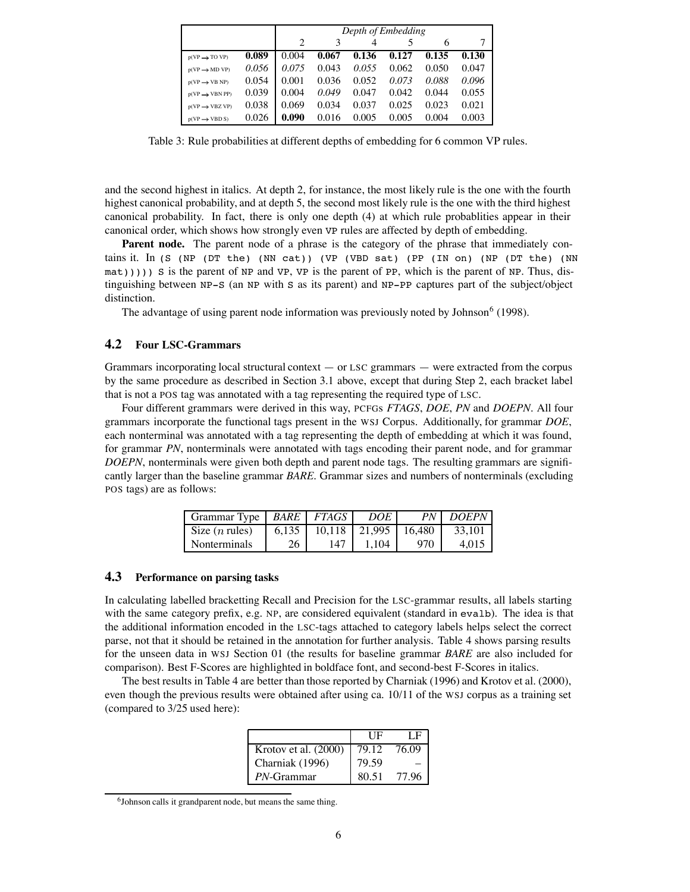| | | Depth of Embedding | | | | | |
|---|---|---|---|---|---|---|---|
| | | 2 | 3 | 4 | 5 | 6 | 7 |
| p(VP → TO VP) | **0.089** | 0.004 | **0.067** | **0.136** | **0.127** | **0.135** | **0.130** |
| p(VP → MD VP) | *0.056* | *0.075* | 0.043 | *0.055* | 0.062 | 0.050 | 0.047 |
| p(VP → VB NP) | 0.054 | 0.001 | 0.036 | 0.052 | *0.073* | *0.088* | *0.096* |
| p(VP → VBN PP) | 0.039 | 0.004 | *0.049* | 0.047 | 0.042 | 0.044 | 0.055 |
| p(VP → VBZ VP) | 0.038 | 0.069 | 0.034 | 0.037 | 0.025 | 0.023 | 0.021 |
| p(VP → VBD S) | 0.026 | **0.090** | 0.016 | 0.005 | 0.005 | 0.004 | 0.003 |

Table 3: Rule probabilities at different depths of embedding for 6 common VP rules.

and the second highest in italics. At depth 2, for instance, the most likely rule is the one with the fourth highest canonical probability, and at depth 5, the second most likely rule is the one with the third highest canonical probability. In fact, there is only one depth (4) at which rule probablities appear in their canonical order, which shows how strongly even VP rules are affected by depth of embedding.

**Parent node.** The parent node of a phrase is the category of the phrase that immediately contains it. In `(S (NP (DT the) (NN cat)) (VP (VBD sat) (PP (IN on) (NP (DT the) (NN mat)))))` `S` is the parent of `NP` and `VP`, `VP` is the parent of `PP`, which is the parent of `NP`. Thus, distinguishing between `NP-S` (an `NP` with `S` as its parent) and `NP-PP` captures part of the subject/object distinction.

The advantage of using parent node information was previously noted by Johnson[6] (1998).

## 4.2 Four LSC-Grammars

Grammars incorporating local structural context — or LSC grammars — were extracted from the corpus by the same procedure as described in Section 3.1 above, except that during Step 2, each bracket label that is not a POS tag was annotated with a tag representing the required type of LSC.

Four different grammars were derived in this way, PCFGs *FTAGS*, *DOE*, *PN* and *DOEPN*. All four grammars incorporate the functional tags present in the WSJ Corpus. Additionally, for grammar *DOE*, each nonterminal was annotated with a tag representing the depth of embedding at which it was found, for grammar *PN*, nonterminals were annotated with tags encoding their parent node, and for grammar *DOEPN*, nonterminals were given both depth and parent node tags. The resulting grammars are significantly larger than the baseline grammar *BARE*. Grammar sizes and numbers of nonterminals (excluding POS tags) are as follows:

| Grammar Type | *BARE* | *FTAGS* | *DOE* | *PN* | *DOEPN* |
|---|---|---|---|---|---|
| Size ($n$ rules) | 6,135 | 10,118 | 21,995 | 16,480 | 33,101 |
| Nonterminals | 26 | 147 | 1,104 | 970 | 4,015 |

## 4.3 Performance on parsing tasks

In calculating labelled bracketting Recall and Precision for the LSC-grammar results, all labels starting with the same category prefix, e.g. NP, are considered equivalent (standard in `evalb`). The idea is that the additional information encoded in the LSC-tags attached to category labels helps select the correct parse, not that it should be retained in the annotation for further analysis. Table 4 shows parsing results for the unseen data in WSJ Section 01 (the results for baseline grammar *BARE* are also included for comparison). Best F-Scores are highlighted in boldface font, and second-best F-Scores in italics.

The best results in Table 4 are better than those reported by Charniak (1996) and Krotov et al. (2000), even though the previous results were obtained after using ca. 10/11 of the WSJ corpus as a training set (compared to 3/25 used here):

| | UF | LF |
|---|---|---|
| Krotov et al. (2000) | 79.12 | 76.09 |
| Charniak (1996) | 79.59 | – |
| *PN*-Grammar | 80.51 | 77.96 |

[6] Johnson calls it grandparent node, but means the same thing.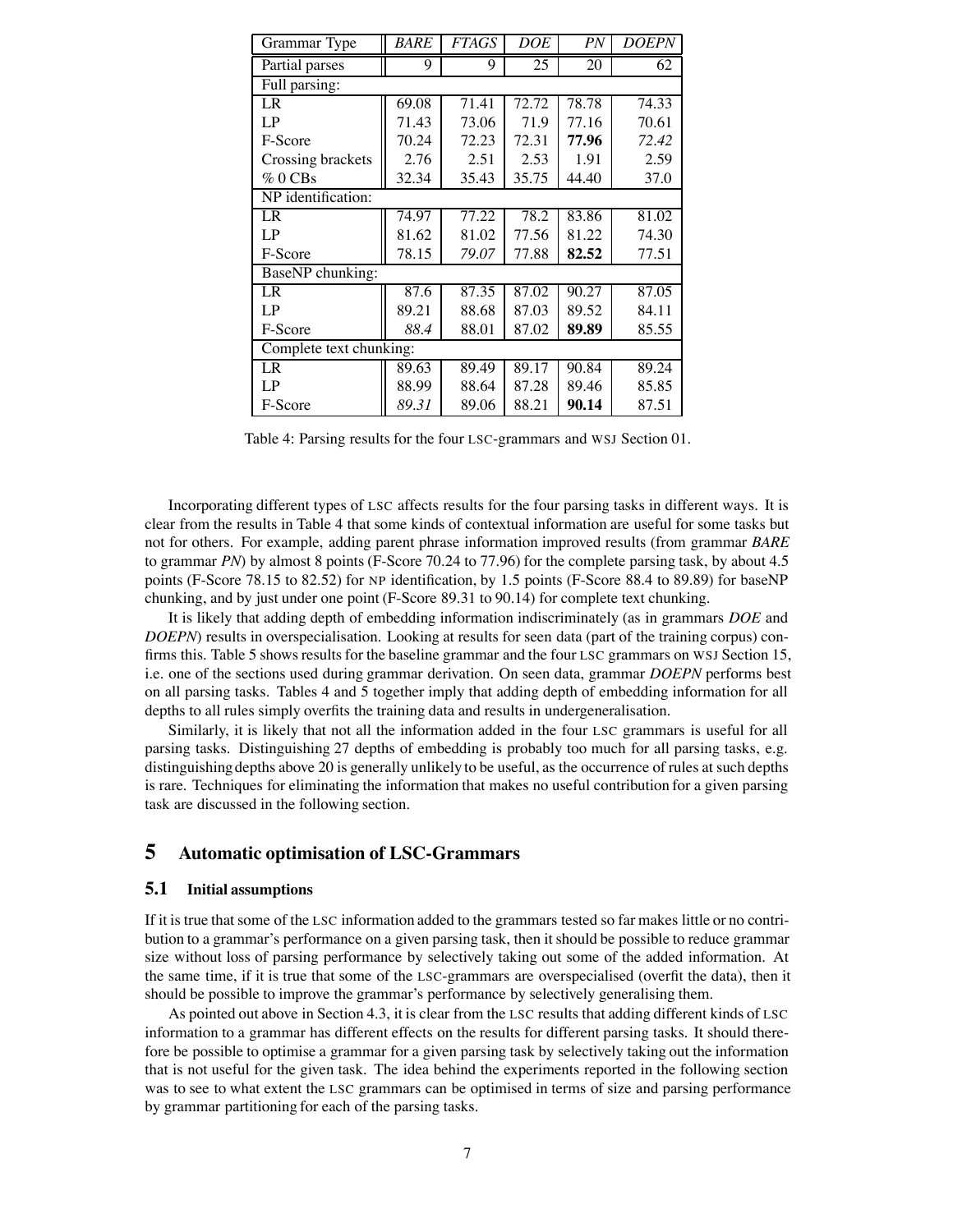| Grammar Type | *BARE* | *FTAGS* | *DOE* | *PN* | *DOEPN* |
|---|---|---|---|---|---|
| Partial parses | 9 | 9 | 25 | 20 | 62 |
| Full parsing: | | | | | |
| LR | 69.08 | 71.41 | 72.72 | 78.78 | 74.33 |
| LP | 71.43 | 73.06 | 71.9 | 77.16 | 70.61 |
| F-Score | 70.24 | 72.23 | 72.31 | **77.96** | *72.42* |
| Crossing brackets | 2.76 | 2.51 | 2.53 | 1.91 | 2.59 |
| % 0 CBs | 32.34 | 35.43 | 35.75 | 44.40 | 37.0 |
| NP identification: | | | | | |
| LR | 74.97 | 77.22 | 78.2 | 83.86 | 81.02 |
| LP | 81.62 | 81.02 | 77.56 | 81.22 | 74.30 |
| F-Score | 78.15 | *79.07* | 77.88 | **82.52** | 77.51 |
| BaseNP chunking: | | | | | |
| LR | 87.6 | 87.35 | 87.02 | 90.27 | 87.05 |
| LP | 89.21 | 88.68 | 87.03 | 89.52 | 84.11 |
| F-Score | *88.4* | 88.01 | 87.02 | **89.89** | 85.55 |
| Complete text chunking: | | | | | |
| LR | 89.63 | 89.49 | 89.17 | 90.84 | 89.24 |
| LP | 88.99 | 88.64 | 87.28 | 89.46 | 85.85 |
| F-Score | *89.31* | 89.06 | 88.21 | **90.14** | 87.51 |

Table 4: Parsing results for the four LSC-grammars and WSJ Section 01.

Incorporating different types of LSC affects results for the four parsing tasks in different ways. It is clear from the results in Table 4 that some kinds of contextual information are useful for some tasks but not for others. For example, adding parent phrase information improved results (from grammar *BARE* to grammar *PN*) by almost 8 points (F-Score 70.24 to 77.96) for the complete parsing task, by about 4.5 points (F-Score 78.15 to 82.52) for NP identification, by 1.5 points (F-Score 88.4 to 89.89) for baseNP chunking, and by just under one point (F-Score 89.31 to 90.14) for complete text chunking.

It is likely that adding depth of embedding information indiscriminately (as in grammars *DOE* and *DOEPN*) results in overspecialisation. Looking at results for seen data (part of the training corpus) confirms this. Table 5 shows results for the baseline grammar and the four LSC grammars on WSJ Section 15, i.e. one of the sections used during grammar derivation. On seen data, grammar *DOEPN* performs best on all parsing tasks. Tables 4 and 5 together imply that adding depth of embedding information for all depths to all rules simply overfits the training data and results in undergeneralisation.

Similarly, it is likely that not all the information added in the four LSC grammars is useful for all parsing tasks. Distinguishing 27 depths of embedding is probably too much for all parsing tasks, e.g. distinguishing depths above 20 is generally unlikely to be useful, as the occurrence of rules at such depths is rare. Techniques for eliminating the information that makes no useful contribution for a given parsing task are discussed in the following section.

## 5 Automatic optimisation of LSC-Grammars

### 5.1 Initial assumptions

If it is true that some of the LSC information added to the grammars tested so far makes little or no contribution to a grammar's performance on a given parsing task, then it should be possible to reduce grammar size without loss of parsing performance by selectively taking out some of the added information. At the same time, if it is true that some of the LSC-grammars are overspecialised (overfit the data), then it should be possible to improve the grammar's performance by selectively generalising them.

As pointed out above in Section 4.3, it is clear from the LSC results that adding different kinds of LSC information to a grammar has different effects on the results for different parsing tasks. It should therefore be possible to optimise a grammar for a given parsing task by selectively taking out the information that is not useful for the given task. The idea behind the experiments reported in the following section was to see to what extent the LSC grammars can be optimised in terms of size and parsing performance by grammar partitioning for each of the parsing tasks.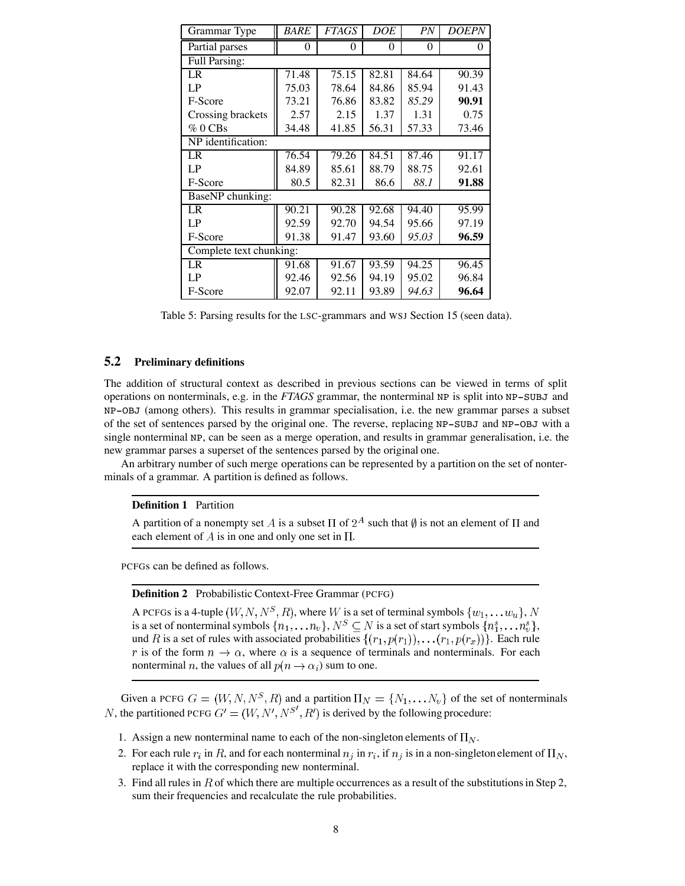| Grammar Type | *BARE* | *FTAGS* | *DOE* | *PN* | *DOEPN* |
|---|---|---|---|---|---|
| Partial parses | 0 | 0 | 0 | 0 | 0 |
| Full Parsing: | | | | | |
| LR | 71.48 | 75.15 | 82.81 | 84.64 | 90.39 |
| LP | 75.03 | 78.64 | 84.86 | 85.94 | 91.43 |
| F-Score | 73.21 | 76.86 | 83.82 | *85.29* | **90.91** |
| Crossing brackets | 2.57 | 2.15 | 1.37 | 1.31 | 0.75 |
| % 0 CBs | 34.48 | 41.85 | 56.31 | 57.33 | 73.46 |
| NP identification: | | | | | |
| LR | 76.54 | 79.26 | 84.51 | 87.46 | 91.17 |
| LP | 84.89 | 85.61 | 88.79 | 88.75 | 92.61 |
| F-Score | 80.5 | 82.31 | 86.6 | *88.1* | **91.88** |
| BaseNP chunking: | | | | | |
| LR | 90.21 | 90.28 | 92.68 | 94.40 | 95.99 |
| LP | 92.59 | 92.70 | 94.54 | 95.66 | 97.19 |
| F-Score | 91.38 | 91.47 | 93.60 | *95.03* | **96.59** |
| Complete text chunking: | | | | | |
| LR | 91.68 | 91.67 | 93.59 | 94.25 | 96.45 |
| LP | 92.46 | 92.56 | 94.19 | 95.02 | 96.84 |
| F-Score | 92.07 | 92.11 | 93.89 | *94.63* | **96.64** |

Table 5: Parsing results for the LSC-grammars and WSJ Section 15 (seen data).

## 5.2 Preliminary definitions

The addition of structural context as described in previous sections can be viewed in terms of split operations on nonterminals, e.g. in the *FTAGS* grammar, the nonterminal NP is split into NP-SUBJ and NP-OBJ (among others). This results in grammar specialisation, i.e. the new grammar parses a subset of the set of sentences parsed by the original one. The reverse, replacing NP-SUBJ and NP-OBJ with a single nonterminal NP, can be seen as a merge operation, and results in grammar generalisation, i.e. the new grammar parses a superset of the sentences parsed by the original one.

An arbitrary number of such merge operations can be represented by a partition on the set of nonterminals of a grammar. A partition is defined as follows.

**Definition 1** Partition

A partition of a nonempty set $A$ is a subset $\Pi$ of $2^A$ such that $\emptyset$ is not an element of $\Pi$ and each element of $A$ is in one and only one set in $\Pi$.

PCFGs can be defined as follows.

**Definition 2** Probabilistic Context-Free Grammar (PCFG)

A PCFGs is a 4-tuple $(W, N, N^S, R)$, where $W$ is a set of terminal symbols $\{w_1, \ldots w_u\}$, $N$ is a set of nonterminal symbols $\{n_1, \ldots n_v\}$, $N^S \subseteq N$ is a set of start symbols $\{n_1^s, \ldots n_v^s\}$, und $R$ is a set of rules with associated probabilities $\{(r_1, p(r_1)), \ldots (r_1, p(r_x))\}$. Each rule $r$ is of the form $n \rightarrow \alpha$, where $\alpha$ is a sequence of terminals and nonterminals. For each nonterminal $n$, the values of all $p(n \rightarrow \alpha_i)$ sum to one.

Given a PCFG $G = (W, N, N^S, R)$ and a partition $\Pi_N = \{N_1, \ldots N_v\}$ of the set of nonterminals $N$, the partitioned PCFG $G' = (W, N', N^{S'}, R')$ is derived by the following procedure:

1. Assign a new nonterminal name to each of the non-singleton elements of $\Pi_N$.
2. For each rule $r_i$ in $R$, and for each nonterminal $n_j$ in $r_i$, if $n_j$ is in a non-singleton element of $\Pi_N$, replace it with the corresponding new nonterminal.
3. Find all rules in $R$ of which there are multiple occurrences as a result of the substitutions in Step 2, sum their frequencies and recalculate the rule probabilities.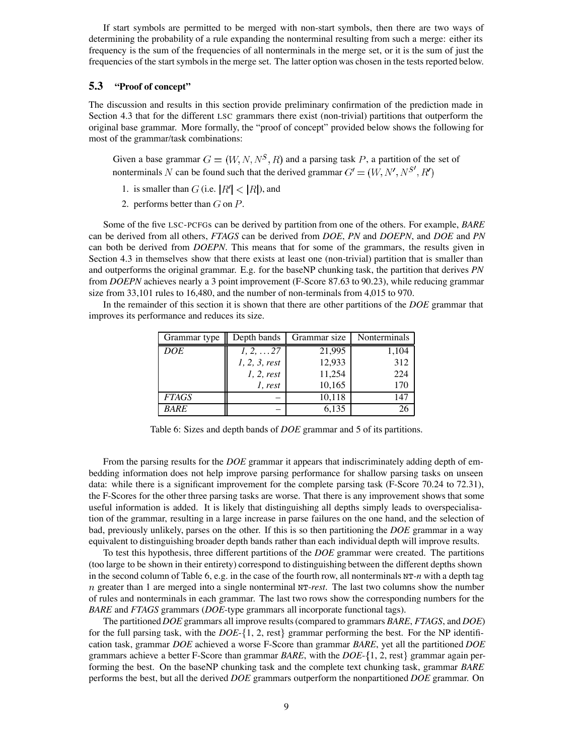If start symbols are permitted to be merged with non-start symbols, then there are two ways of determining the probability of a rule expanding the nonterminal resulting from such a merge: either its frequency is the sum of the frequencies of all nonterminals in the merge set, or it is the sum of just the frequencies of the start symbols in the merge set. The latter option was chosen in the tests reported below.

### 5.3 "Proof of concept"

The discussion and results in this section provide preliminary confirmation of the prediction made in Section 4.3 that for the different LSC grammars there exist (non-trivial) partitions that outperform the original base grammar. More formally, the "proof of concept" provided below shows the following for most of the grammar/task combinations:

> Given a base grammar $G = (W, N, N^S, R)$ and a parsing task $P$, a partition of the set of nonterminals $N$ can be found such that the derived grammar $G' = (W, N', N^{S'}, R')$
>
> 1. is smaller than $G$ (i.e. $|R'| < |R|$), and
> 2. performs better than $G$ on $P$.

Some of the five LSC-PCFGs can be derived by partition from one of the others. For example, *BARE* can be derived from all others, *FTAGS* can be derived from *DOE*, *PN* and *DOEPN*, and *DOE* and *PN* can both be derived from *DOEPN*. This means that for some of the grammars, the results given in Section 4.3 in themselves show that there exists at least one (non-trivial) partition that is smaller than and outperforms the original grammar. E.g. for the baseNP chunking task, the partition that derives *PN* from *DOEPN* achieves nearly a 3 point improvement (F-Score 87.63 to 90.23), while reducing grammar size from 33,101 rules to 16,480, and the number of non-terminals from 4,015 to 970.

In the remainder of this section it is shown that there are other partitions of the *DOE* grammar that improves its performance and reduces its size.

| Grammar type | Depth bands | Grammar size | Nonterminals |
|---|---|---|---|
| *DOE* | *1, 2, ... 27* | 21,995 | 1,104 |
| | *1, 2, 3, rest* | 12,933 | 312 |
| | *1, 2, rest* | 11,254 | 224 |
| | *1, rest* | 10,165 | 170 |
| *FTAGS* | – | 10,118 | 147 |
| *BARE* | – | 6,135 | 26 |

Table 6: Sizes and depth bands of *DOE* grammar and 5 of its partitions.

From the parsing results for the *DOE* grammar it appears that indiscriminately adding depth of embedding information does not help improve parsing performance for shallow parsing tasks on unseen data: while there is a significant improvement for the complete parsing task (F-Score 70.24 to 72.31), the F-Scores for the other three parsing tasks are worse. That there is any improvement shows that some useful information is added. It is likely that distinguishing all depths simply leads to overspecialisation of the grammar, resulting in a large increase in parse failures on the one hand, and the selection of bad, previously unlikely, parses on the other. If this is so then partitioning the *DOE* grammar in a way equivalent to distinguishing broader depth bands rather than each individual depth will improve results.

To test this hypothesis, three different partitions of the *DOE* grammar were created. The partitions (too large to be shown in their entirety) correspond to distinguishing between the different depths shown in the second column of Table 6, e.g. in the case of the fourth row, all nonterminals NT-*n* with a depth tag $n$ greater than 1 are merged into a single nonterminal NT-*rest*. The last two columns show the number of rules and nonterminals in each grammar. The last two rows show the corresponding numbers for the *BARE* and *FTAGS* grammars (*DOE*-type grammars all incorporate functional tags).

The partitioned *DOE* grammars all improve results (compared to grammars *BARE*, *FTAGS*, and *DOE*) for the full parsing task, with the *DOE*-{1, 2, rest} grammar performing the best. For the NP identification task, grammar *DOE* achieved a worse F-Score than grammar *BARE*, yet all the partitioned *DOE* grammars achieve a better F-Score than grammar *BARE*, with the *DOE*-{1, 2, rest} grammar again performing the best. On the baseNP chunking task and the complete text chunking task, grammar *BARE* performs the best, but all the derived *DOE* grammars outperform the nonpartitioned *DOE* grammar. On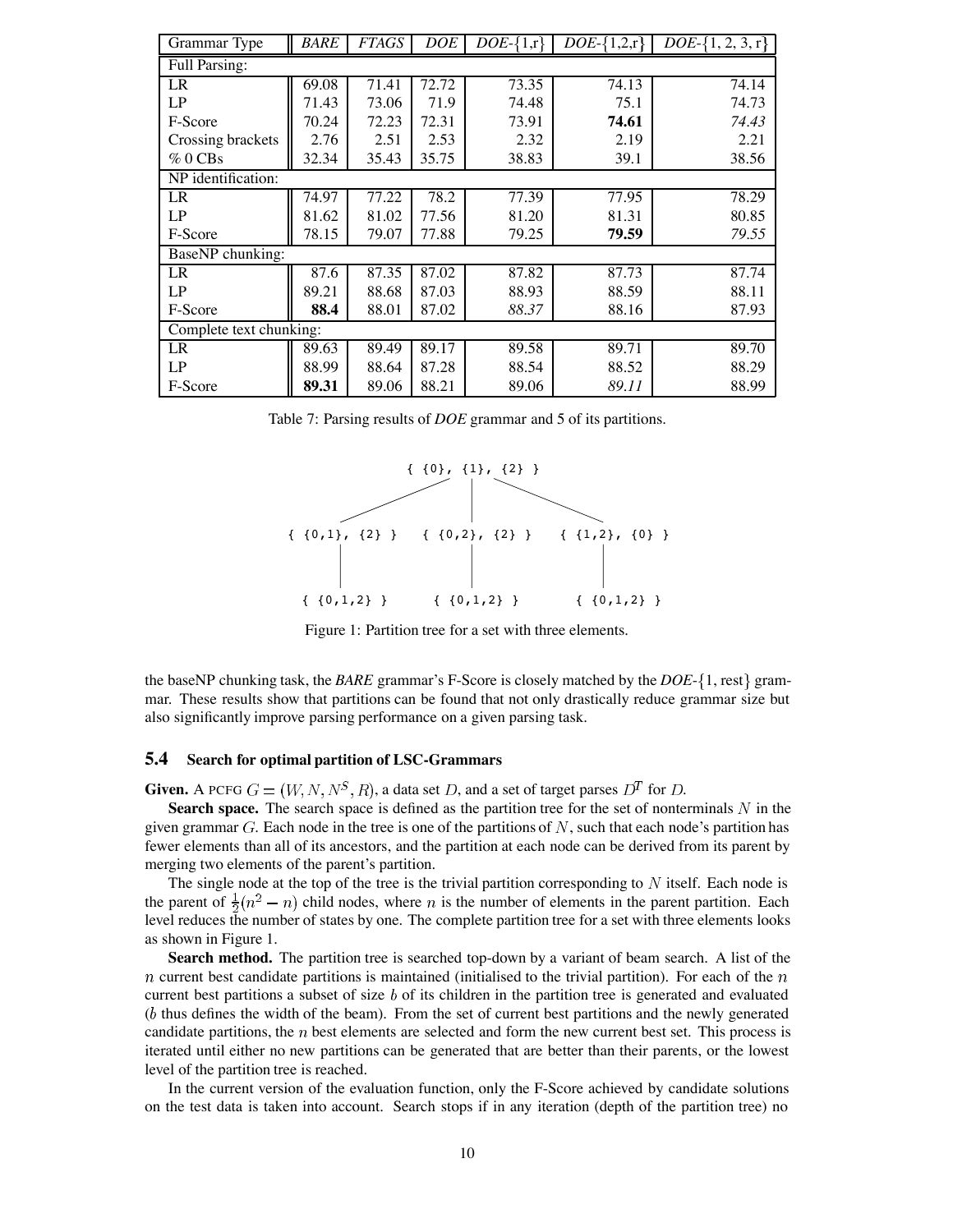| Grammar Type | *BARE* | *FTAGS* | *DOE* | *DOE*-{1,r} | *DOE*-{1,2,r} | *DOE*-{1, 2, 3, r} |
|---|---|---|---|---|---|---|
| Full Parsing: | | | | | | |
| LR | 69.08 | 71.41 | 72.72 | 73.35 | 74.13 | 74.14 |
| LP | 71.43 | 73.06 | 71.9 | 74.48 | 75.1 | 74.73 |
| F-Score | 70.24 | 72.23 | 72.31 | 73.91 | **74.61** | *74.43* |
| Crossing brackets | 2.76 | 2.51 | 2.53 | 2.32 | 2.19 | 2.21 |
| % 0 CBs | 32.34 | 35.43 | 35.75 | 38.83 | 39.1 | 38.56 |
| NP identification: | | | | | | |
| LR | 74.97 | 77.22 | 78.2 | 77.39 | 77.95 | 78.29 |
| LP | 81.62 | 81.02 | 77.56 | 81.20 | 81.31 | 80.85 |
| F-Score | 78.15 | 79.07 | 77.88 | 79.25 | **79.59** | *79.55* |
| BaseNP chunking: | | | | | | |
| LR | 87.6 | 87.35 | 87.02 | 87.82 | 87.73 | 87.74 |
| LP | 89.21 | 88.68 | 87.03 | 88.93 | 88.59 | 88.11 |
| F-Score | **88.4** | 88.01 | 87.02 | *88.37* | 88.16 | 87.93 |
| Complete text chunking: | | | | | | |
| LR | 89.63 | 89.49 | 89.17 | 89.58 | 89.71 | 89.70 |
| LP | 88.99 | 88.64 | 87.28 | 88.54 | 88.52 | 88.29 |
| F-Score | **89.31** | 89.06 | 88.21 | 89.06 | *89.11* | 88.99 |

Table 7: Parsing results of *DOE* grammar and 5 of its partitions.

```
                 { {0}, {1}, {2} }
          /              |              \
{ {0,1}, {2} }   { {0,2}, {2} }   { {1,2}, {0} }
       |                 |                |
  { {0,1,2} }       { {0,1,2} }      { {0,1,2} }
```

Figure 1: Partition tree for a set with three elements.

the baseNP chunking task, the *BARE* grammar's F-Score is closely matched by the *DOE*-{1, rest} grammar. These results show that partitions can be found that not only drastically reduce grammar size but also significantly improve parsing performance on a given parsing task.

### 5.4 Search for optimal partition of LSC-Grammars

**Given.** A PCFG $G = (W, N, N^S, R)$, a data set $D$, and a set of target parses $D^T$ for $D$.

**Search space.** The search space is defined as the partition tree for the set of nonterminals $N$ in the given grammar $G$. Each node in the tree is one of the partitions of $N$, such that each node's partition has fewer elements than all of its ancestors, and the partition at each node can be derived from its parent by merging two elements of the parent's partition.

The single node at the top of the tree is the trivial partition corresponding to $N$ itself. Each node is the parent of $\frac{1}{2}(n^2 - n)$ child nodes, where $n$ is the number of elements in the parent partition. Each level reduces the number of states by one. The complete partition tree for a set with three elements looks as shown in Figure 1.

**Search method.** The partition tree is searched top-down by a variant of beam search. A list of the $n$ current best candidate partitions is maintained (initialised to the trivial partition). For each of the $n$ current best partitions a subset of size $b$ of its children in the partition tree is generated and evaluated ($b$ thus defines the width of the beam). From the set of current best partitions and the newly generated candidate partitions, the $n$ best elements are selected and form the new current best set. This process is iterated until either no new partitions can be generated that are better than their parents, or the lowest level of the partition tree is reached.

In the current version of the evaluation function, only the F-Score achieved by candidate solutions on the test data is taken into account. Search stops if in any iteration (depth of the partition tree) no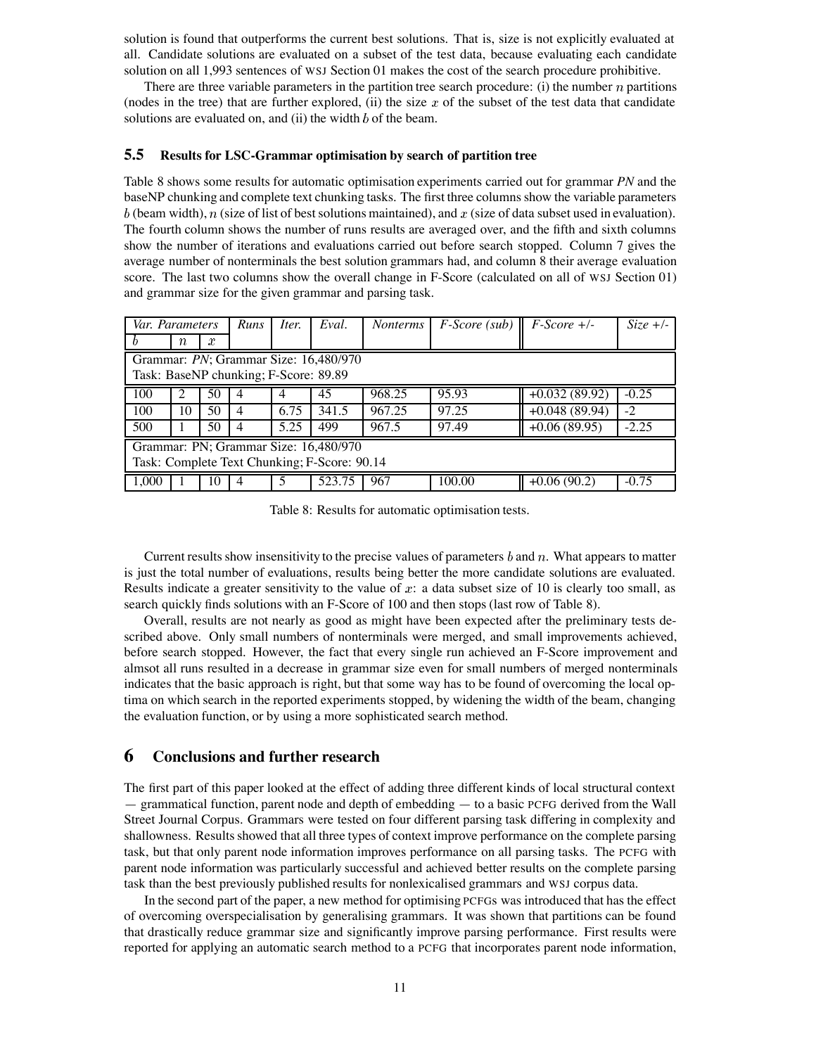solution is found that outperforms the current best solutions. That is, size is not explicitly evaluated at all. Candidate solutions are evaluated on a subset of the test data, because evaluating each candidate solution on all 1,993 sentences of WSJ Section 01 makes the cost of the search procedure prohibitive.

There are three variable parameters in the partition tree search procedure: (i) the number $n$ partitions (nodes in the tree) that are further explored, (ii) the size $x$ of the subset of the test data that candidate solutions are evaluated on, and (ii) the width $b$ of the beam.

### 5.5 Results for LSC-Grammar optimisation by search of partition tree

Table 8 shows some results for automatic optimisation experiments carried out for grammar *PN* and the baseNP chunking and complete text chunking tasks. The first three columns show the variable parameters $b$ (beam width), $n$ (size of list of best solutions maintained), and $x$ (size of data subset used in evaluation). The fourth column shows the number of runs results are averaged over, and the fifth and sixth columns show the number of iterations and evaluations carried out before search stopped. Column 7 gives the average number of nonterminals the best solution grammars had, and column 8 their average evaluation score. The last two columns show the overall change in F-Score (calculated on all of WSJ Section 01) and grammar size for the given grammar and parsing task.

| *Var. Parameters* | | | *Runs* | *Iter.* | *Eval.* | *Nonterms* | *F-Score (sub)* | *F-Score +/-* | *Size +/-* |
|---|---|---|---|---|---|---|---|---|---|
| $b$ | $n$ | $x$ | | | | | | | |
| Grammar: *PN*; Grammar Size: 16,480/970<br>Task: BaseNP chunking; F-Score: 89.89 | | | | | | | | | |
| 100 | 2 | 50 | 4 | 4 | 45 | 968.25 | 95.93 | +0.032 (89.92) | -0.25 |
| 100 | 10 | 50 | 4 | 6.75 | 341.5 | 967.25 | 97.25 | +0.048 (89.94) | -2 |
| 500 | 1 | 50 | 4 | 5.25 | 499 | 967.5 | 97.49 | +0.06 (89.95) | -2.25 |
| Grammar: PN; Grammar Size: 16,480/970<br>Task: Complete Text Chunking; F-Score: 90.14 | | | | | | | | | |
| 1,000 | 1 | 10 | 4 | 5 | 523.75 | 967 | 100.00 | +0.06 (90.2) | -0.75 |

Table 8: Results for automatic optimisation tests.

Current results show insensitivity to the precise values of parameters $b$ and $n$. What appears to matter is just the total number of evaluations, results being better the more candidate solutions are evaluated. Results indicate a greater sensitivity to the value of $x$: a data subset size of 10 is clearly too small, as search quickly finds solutions with an F-Score of 100 and then stops (last row of Table 8).

Overall, results are not nearly as good as might have been expected after the preliminary tests described above. Only small numbers of nonterminals were merged, and small improvements achieved, before search stopped. However, the fact that every single run achieved an F-Score improvement and almsot all runs resulted in a decrease in grammar size even for small numbers of merged nonterminals indicates that the basic approach is right, but that some way has to be found of overcoming the local optima on which search in the reported experiments stopped, by widening the width of the beam, changing the evaluation function, or by using a more sophisticated search method.

## 6 Conclusions and further research

The first part of this paper looked at the effect of adding three different kinds of local structural context — grammatical function, parent node and depth of embedding — to a basic PCFG derived from the Wall Street Journal Corpus. Grammars were tested on four different parsing task differing in complexity and shallowness. Results showed that all three types of context improve performance on the complete parsing task, but that only parent node information improves performance on all parsing tasks. The PCFG with parent node information was particularly successful and achieved better results on the complete parsing task than the best previously published results for nonlexicalised grammars and WSJ corpus data.

In the second part of the paper, a new method for optimising PCFGs was introduced that has the effect of overcoming overspecialisation by generalising grammars. It was shown that partitions can be found that drastically reduce grammar size and significantly improve parsing performance. First results were reported for applying an automatic search method to a PCFG that incorporates parent node information,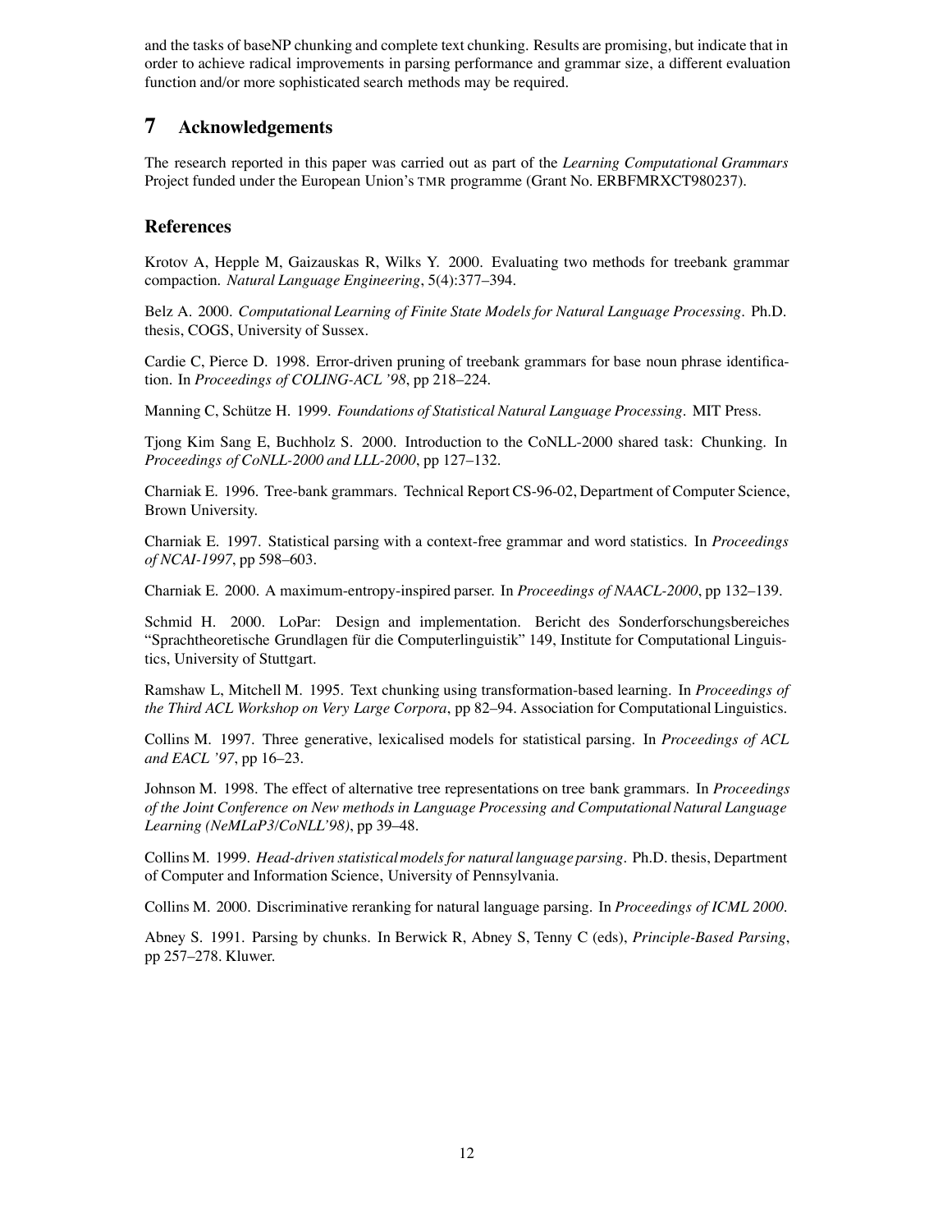and the tasks of baseNP chunking and complete text chunking. Results are promising, but indicate that in order to achieve radical improvements in parsing performance and grammar size, a different evaluation function and/or more sophisticated search methods may be required.

## 7 Acknowledgements

The research reported in this paper was carried out as part of the *Learning Computational Grammars* Project funded under the European Union's TMR programme (Grant No. ERBFMRXCT980237).

## References

Krotov A, Hepple M, Gaizauskas R, Wilks Y. 2000. Evaluating two methods for treebank grammar compaction. *Natural Language Engineering*, 5(4):377–394.

Belz A. 2000. *Computational Learning of Finite State Models for Natural Language Processing*. Ph.D. thesis, COGS, University of Sussex.

Cardie C, Pierce D. 1998. Error-driven pruning of treebank grammars for base noun phrase identification. In *Proceedings of COLING-ACL '98*, pp 218–224.

Manning C, Schütze H. 1999. *Foundations of Statistical Natural Language Processing*. MIT Press.

Tjong Kim Sang E, Buchholz S. 2000. Introduction to the CoNLL-2000 shared task: Chunking. In *Proceedings of CoNLL-2000 and LLL-2000*, pp 127–132.

Charniak E. 1996. Tree-bank grammars. Technical Report CS-96-02, Department of Computer Science, Brown University.

Charniak E. 1997. Statistical parsing with a context-free grammar and word statistics. In *Proceedings of NCAI-1997*, pp 598–603.

Charniak E. 2000. A maximum-entropy-inspired parser. In *Proceedings of NAACL-2000*, pp 132–139.

Schmid H. 2000. LoPar: Design and implementation. Bericht des Sonderforschungsbereiches "Sprachtheoretische Grundlagen für die Computerlinguistik" 149, Institute for Computational Linguistics, University of Stuttgart.

Ramshaw L, Mitchell M. 1995. Text chunking using transformation-based learning. In *Proceedings of the Third ACL Workshop on Very Large Corpora*, pp 82–94. Association for Computational Linguistics.

Collins M. 1997. Three generative, lexicalised models for statistical parsing. In *Proceedings of ACL and EACL '97*, pp 16–23.

Johnson M. 1998. The effect of alternative tree representations on tree bank grammars. In *Proceedings of the Joint Conference on New methods in Language Processing and Computational Natural Language Learning (NeMLaP3/CoNLL'98)*, pp 39–48.

Collins M. 1999. *Head-driven statistical models for natural language parsing*. Ph.D. thesis, Department of Computer and Information Science, University of Pennsylvania.

Collins M. 2000. Discriminative reranking for natural language parsing. In *Proceedings of ICML 2000*.

Abney S. 1991. Parsing by chunks. In Berwick R, Abney S, Tenny C (eds), *Principle-Based Parsing*, pp 257–278. Kluwer.